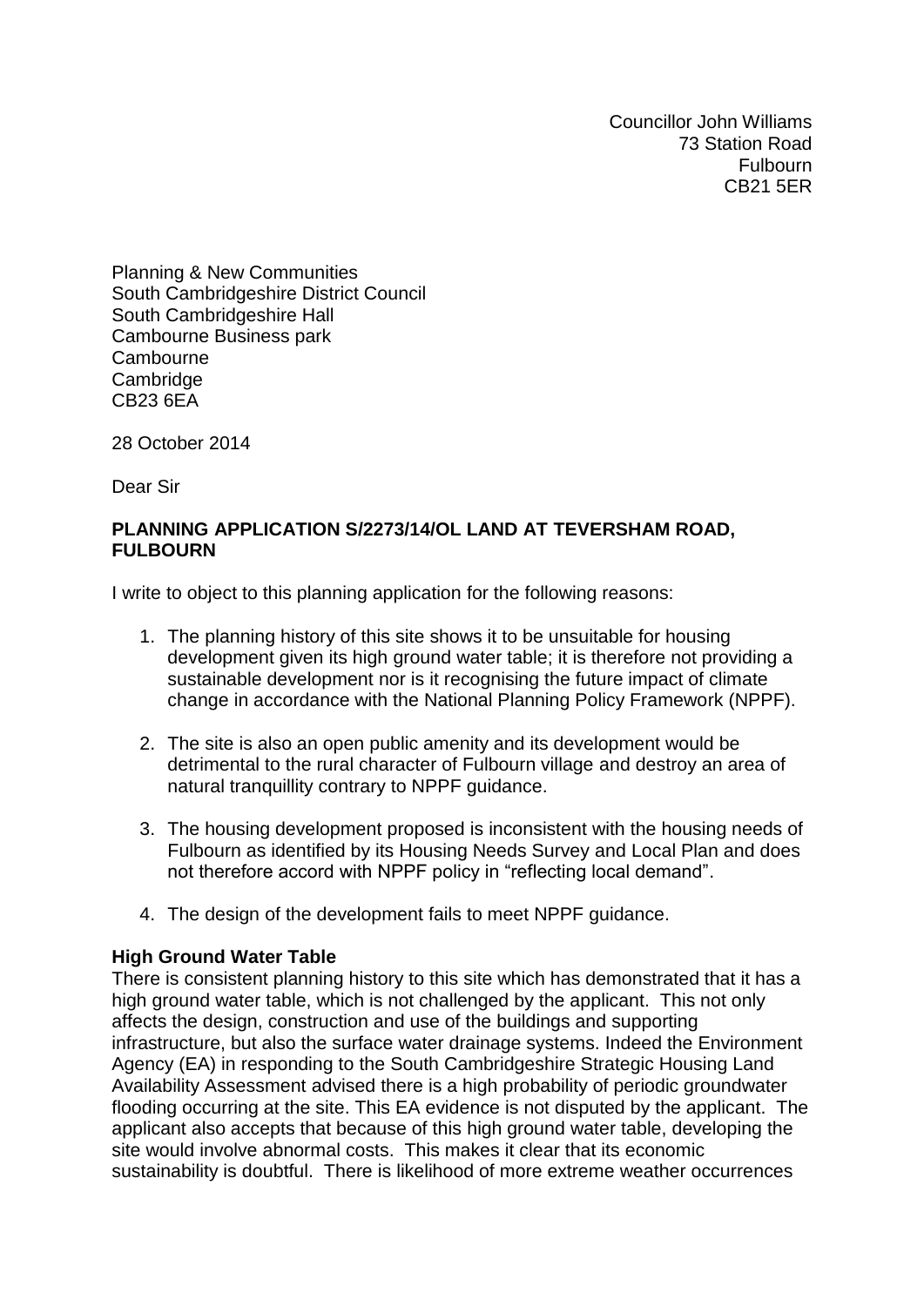Councillor John Williams
73 Station Road
Fulbourn
CB21 5ER

Planning & New Communities
South Cambridgeshire District Council
South Cambridgeshire Hall
Cambourne Business park
Cambourne
Cambridge
CB23 6EA

28 October 2014

Dear Sir

**PLANNING APPLICATION S/2273/14/OL LAND AT TEVERSHAM ROAD, FULBOURN**

I write to object to this planning application for the following reasons:

1. The planning history of this site shows it to be unsuitable for housing development given its high ground water table; it is therefore not providing a sustainable development nor is it recognising the future impact of climate change in accordance with the National Planning Policy Framework (NPPF).

2. The site is also an open public amenity and its development would be detrimental to the rural character of Fulbourn village and destroy an area of natural tranquillity contrary to NPPF guidance.

3. The housing development proposed is inconsistent with the housing needs of Fulbourn as identified by its Housing Needs Survey and Local Plan and does not therefore accord with NPPF policy in "reflecting local demand".

4. The design of the development fails to meet NPPF guidance.

**High Ground Water Table**

There is consistent planning history to this site which has demonstrated that it has a high ground water table, which is not challenged by the applicant. This not only affects the design, construction and use of the buildings and supporting infrastructure, but also the surface water drainage systems. Indeed the Environment Agency (EA) in responding to the South Cambridgeshire Strategic Housing Land Availability Assessment advised there is a high probability of periodic groundwater flooding occurring at the site. This EA evidence is not disputed by the applicant. The applicant also accepts that because of this high ground water table, developing the site would involve abnormal costs. This makes it clear that its economic sustainability is doubtful. There is likelihood of more extreme weather occurrences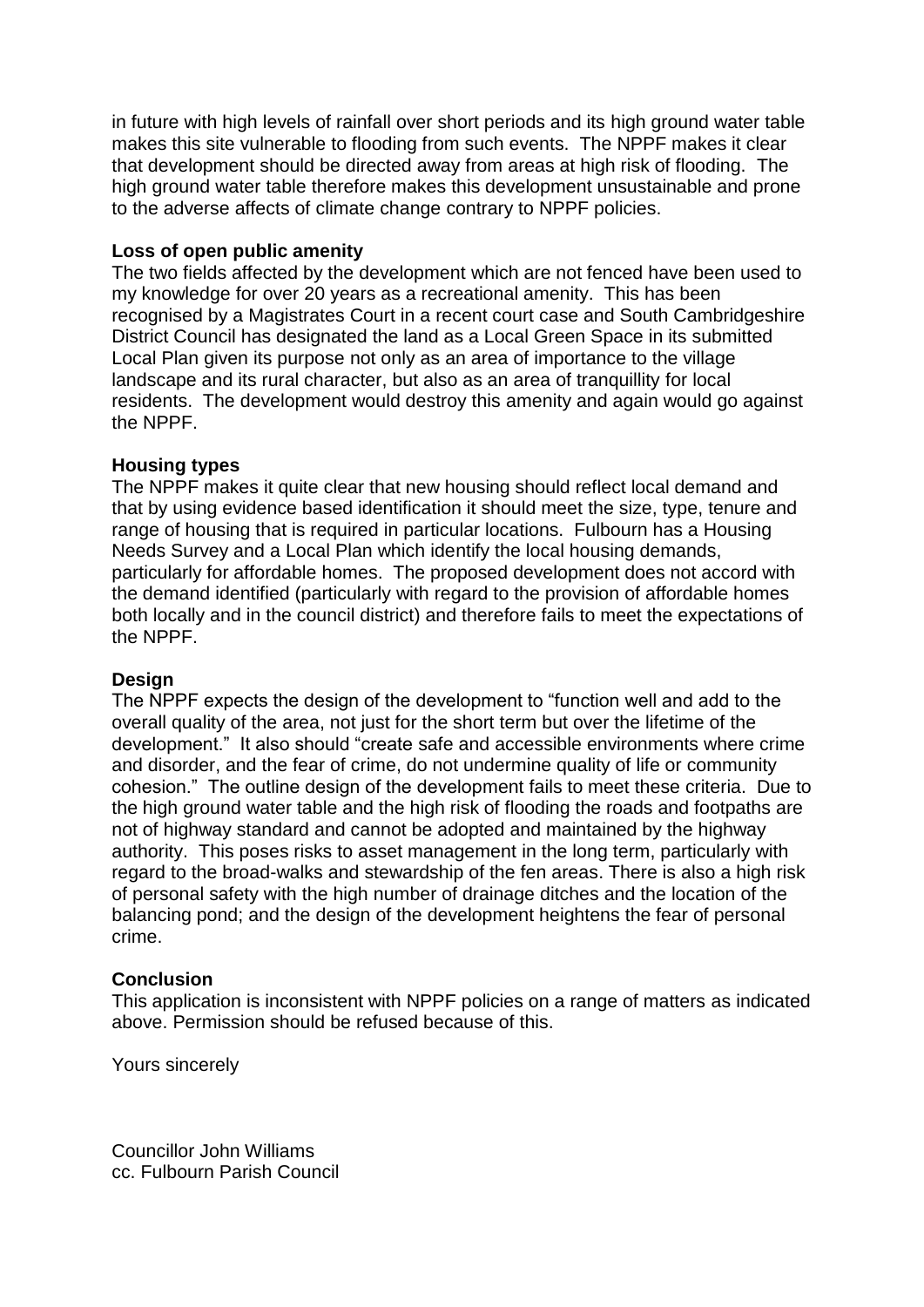in future with high levels of rainfall over short periods and its high ground water table makes this site vulnerable to flooding from such events. The NPPF makes it clear that development should be directed away from areas at high risk of flooding. The high ground water table therefore makes this development unsustainable and prone to the adverse affects of climate change contrary to NPPF policies.

**Loss of open public amenity**

The two fields affected by the development which are not fenced have been used to my knowledge for over 20 years as a recreational amenity. This has been recognised by a Magistrates Court in a recent court case and South Cambridgeshire District Council has designated the land as a Local Green Space in its submitted Local Plan given its purpose not only as an area of importance to the village landscape and its rural character, but also as an area of tranquillity for local residents. The development would destroy this amenity and again would go against the NPPF.

**Housing types**

The NPPF makes it quite clear that new housing should reflect local demand and that by using evidence based identification it should meet the size, type, tenure and range of housing that is required in particular locations. Fulbourn has a Housing Needs Survey and a Local Plan which identify the local housing demands, particularly for affordable homes. The proposed development does not accord with the demand identified (particularly with regard to the provision of affordable homes both locally and in the council district) and therefore fails to meet the expectations of the NPPF.

**Design**

The NPPF expects the design of the development to "function well and add to the overall quality of the area, not just for the short term but over the lifetime of the development." It also should "create safe and accessible environments where crime and disorder, and the fear of crime, do not undermine quality of life or community cohesion." The outline design of the development fails to meet these criteria. Due to the high ground water table and the high risk of flooding the roads and footpaths are not of highway standard and cannot be adopted and maintained by the highway authority. This poses risks to asset management in the long term, particularly with regard to the broad-walks and stewardship of the fen areas. There is also a high risk of personal safety with the high number of drainage ditches and the location of the balancing pond; and the design of the development heightens the fear of personal crime.

**Conclusion**

This application is inconsistent with NPPF policies on a range of matters as indicated above. Permission should be refused because of this.

Yours sincerely

Councillor John Williams
cc. Fulbourn Parish Council